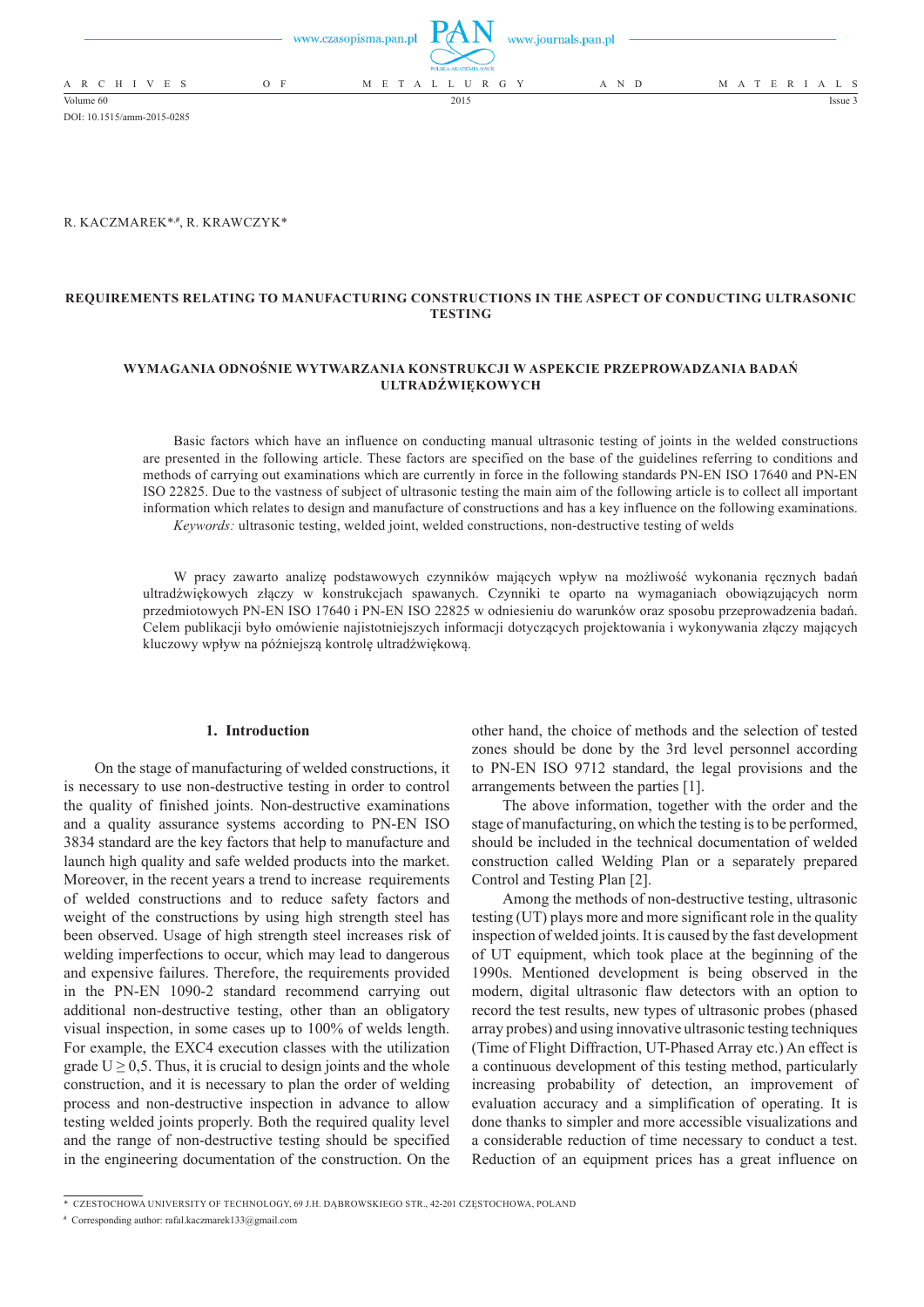DOI: 10.1515/amm-2015-0285

R. KACZMAREK*,#, R. KRAWCZYK*

# REQUIREMENTS RELATING TO MANUFACTURING CONSTRUCTIONS IN THE ASPECT OF CONDUCTING ULTRASONIC TESTING

## WYMAGANIA ODNOŚNIE WYTWARZANIA KONSTRUKCJI W ASPEKCIE PRZEPROWADZANIA BADAŃ ULTRADŹWIĘKOWYCH

Basic factors which have an influence on conducting manual ultrasonic testing of joints in the welded constructions are presented in the following article. These factors are specified on the base of the guidelines referring to conditions and methods of carrying out examinations which are currently in force in the following standards PN-EN ISO 17640 and PN-EN ISO 22825. Due to the vastness of subject of ultrasonic testing the main aim of the following article is to collect all important information which relates to design and manufacture of constructions and has a key influence on the following examinations.

*Keywords:* ultrasonic testing, welded joint, welded constructions, non-destructive testing of welds

W pracy zawarto analizę podstawowych czynników mających wpływ na możliwość wykonania ręcznych badań ultradźwiękowych złączy w konstrukcjach spawanych. Czynniki te oparto na wymaganiach obowiązujących norm przedmiotowych PN-EN ISO 17640 i PN-EN ISO 22825 w odniesieniu do warunków oraz sposobu przeprowadzenia badań. Celem publikacji było omówienie najistotniejszych informacji dotyczących projektowania i wykonywania złączy mających kluczowy wpływ na późniejszą kontrolę ultradźwiękową.

## 1. Introduction

On the stage of manufacturing of welded constructions, it is necessary to use non-destructive testing in order to control the quality of finished joints. Non-destructive examinations and a quality assurance systems according to PN-EN ISO 3834 standard are the key factors that help to manufacture and launch high quality and safe welded products into the market. Moreover, in the recent years a trend to increase requirements of welded constructions and to reduce safety factors and weight of the constructions by using high strength steel has been observed. Usage of high strength steel increases risk of welding imperfections to occur, which may lead to dangerous and expensive failures. Therefore, the requirements provided in the PN-EN 1090-2 standard recommend carrying out additional non-destructive testing, other than an obligatory visual inspection, in some cases up to 100% of welds length. For example, the EXC4 execution classes with the utilization grade $U \geq 0{,}5$. Thus, it is crucial to design joints and the whole construction, and it is necessary to plan the order of welding process and non-destructive inspection in advance to allow testing welded joints properly. Both the required quality level and the range of non-destructive testing should be specified in the engineering documentation of the construction. On the other hand, the choice of methods and the selection of tested zones should be done by the 3rd level personnel according to PN-EN ISO 9712 standard, the legal provisions and the arrangements between the parties [1].

The above information, together with the order and the stage of manufacturing, on which the testing is to be performed, should be included in the technical documentation of welded construction called Welding Plan or a separately prepared Control and Testing Plan [2].

Among the methods of non-destructive testing, ultrasonic testing (UT) plays more and more significant role in the quality inspection of welded joints. It is caused by the fast development of UT equipment, which took place at the beginning of the 1990s. Mentioned development is being observed in the modern, digital ultrasonic flaw detectors with an option to record the test results, new types of ultrasonic probes (phased array probes) and using innovative ultrasonic testing techniques (Time of Flight Diffraction, UT-Phased Array etc.) An effect is a continuous development of this testing method, particularly increasing probability of detection, an improvement of evaluation accuracy and a simplification of operating. It is done thanks to simpler and more accessible visualizations and a considerable reduction of time necessary to conduct a test. Reduction of an equipment prices has a great influence on

* CZESTOCHOWA UNIVERSITY OF TECHNOLOGY, 69 J.H. DĄBROWSKIEGO STR., 42-201 CZĘSTOCHOWA, POLAND

# Corresponding author: rafal.kaczmarek133@gmail.com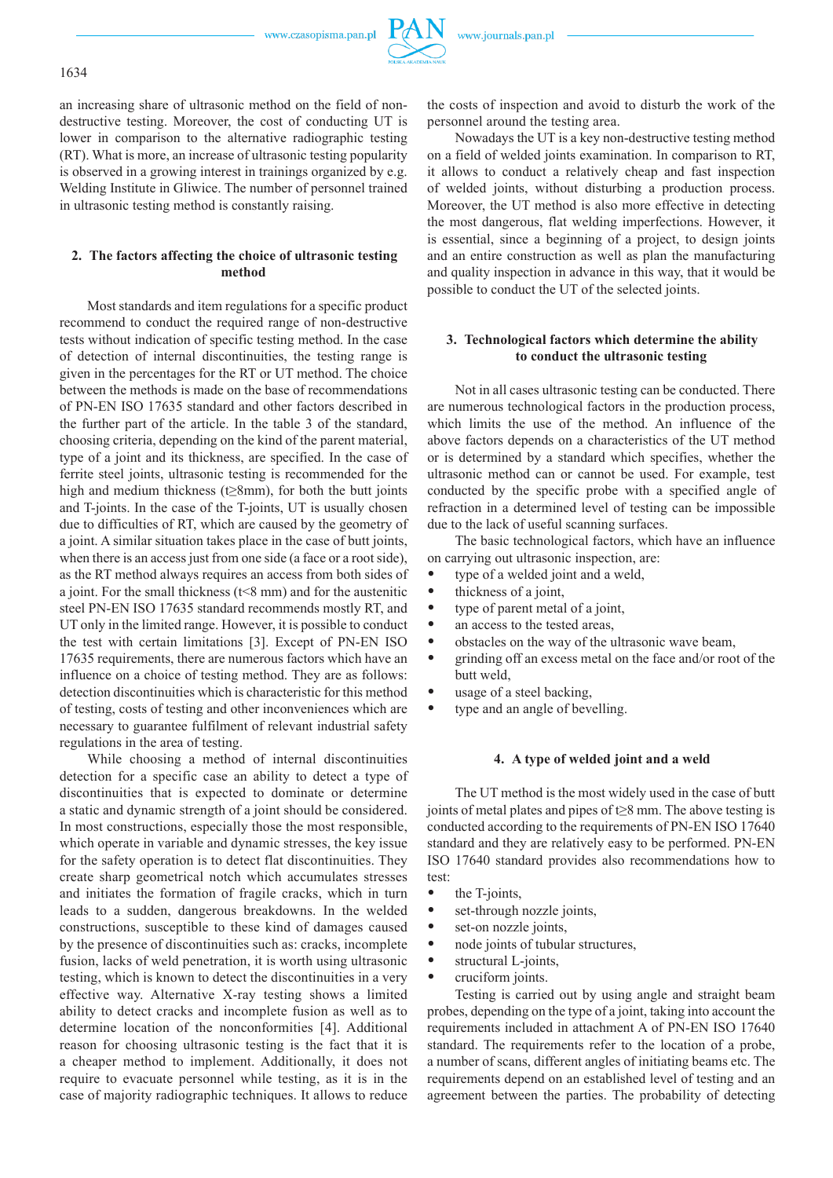an increasing share of ultrasonic method on the field of non-destructive testing. Moreover, the cost of conducting UT is lower in comparison to the alternative radiographic testing (RT). What is more, an increase of ultrasonic testing popularity is observed in a growing interest in trainings organized by e.g. Welding Institute in Gliwice. The number of personnel trained in ultrasonic testing method is constantly raising.

## 2. The factors affecting the choice of ultrasonic testing method

Most standards and item regulations for a specific product recommend to conduct the required range of non-destructive tests without indication of specific testing method. In the case of detection of internal discontinuities, the testing range is given in the percentages for the RT or UT method. The choice between the methods is made on the base of recommendations of PN-EN ISO 17635 standard and other factors described in the further part of the article. In the table 3 of the standard, choosing criteria, depending on the kind of the parent material, type of a joint and its thickness, are specified. In the case of ferrite steel joints, ultrasonic testing is recommended for the high and medium thickness ($t \geq 8$mm), for both the butt joints and T-joints. In the case of the T-joints, UT is usually chosen due to difficulties of RT, which are caused by the geometry of a joint. A similar situation takes place in the case of butt joints, when there is an access just from one side (a face or a root side), as the RT method always requires an access from both sides of a joint. For the small thickness ($t<8$ mm) and for the austenitic steel PN-EN ISO 17635 standard recommends mostly RT, and UT only in the limited range. However, it is possible to conduct the test with certain limitations [3]. Except of PN-EN ISO 17635 requirements, there are numerous factors which have an influence on a choice of testing method. They are as follows: detection discontinuities which is characteristic for this method of testing, costs of testing and other inconveniences which are necessary to guarantee fulfilment of relevant industrial safety regulations in the area of testing.

While choosing a method of internal discontinuities detection for a specific case an ability to detect a type of discontinuities that is expected to dominate or determine a static and dynamic strength of a joint should be considered. In most constructions, especially those the most responsible, which operate in variable and dynamic stresses, the key issue for the safety operation is to detect flat discontinuities. They create sharp geometrical notch which accumulates stresses and initiates the formation of fragile cracks, which in turn leads to a sudden, dangerous breakdowns. In the welded constructions, susceptible to these kind of damages caused by the presence of discontinuities such as: cracks, incomplete fusion, lacks of weld penetration, it is worth using ultrasonic testing, which is known to detect the discontinuities in a very effective way. Alternative X-ray testing shows a limited ability to detect cracks and incomplete fusion as well as to determine location of the nonconformities [4]. Additional reason for choosing ultrasonic testing is the fact that it is a cheaper method to implement. Additionally, it does not require to evacuate personnel while testing, as it is in the case of majority radiographic techniques. It allows to reduce the costs of inspection and avoid to disturb the work of the personnel around the testing area.

Nowadays the UT is a key non-destructive testing method on a field of welded joints examination. In comparison to RT, it allows to conduct a relatively cheap and fast inspection of welded joints, without disturbing a production process. Moreover, the UT method is also more effective in detecting the most dangerous, flat welding imperfections. However, it is essential, since a beginning of a project, to design joints and an entire construction as well as plan the manufacturing and quality inspection in advance in this way, that it would be possible to conduct the UT of the selected joints.

## 3. Technological factors which determine the ability to conduct the ultrasonic testing

Not in all cases ultrasonic testing can be conducted. There are numerous technological factors in the production process, which limits the use of the method. An influence of the above factors depends on a characteristics of the UT method or is determined by a standard which specifies, whether the ultrasonic method can or cannot be used. For example, test conducted by the specific probe with a specified angle of refraction in a determined level of testing can be impossible due to the lack of useful scanning surfaces.

The basic technological factors, which have an influence on carrying out ultrasonic inspection, are:

- type of a welded joint and a weld,
- thickness of a joint,
- type of parent metal of a joint,
- an access to the tested areas,
- obstacles on the way of the ultrasonic wave beam,
- grinding off an excess metal on the face and/or root of the butt weld,
- usage of a steel backing,
- type and an angle of bevelling.

## 4. A type of welded joint and a weld

The UT method is the most widely used in the case of butt joints of metal plates and pipes of $t \geq 8$ mm. The above testing is conducted according to the requirements of PN-EN ISO 17640 standard and they are relatively easy to be performed. PN-EN ISO 17640 standard provides also recommendations how to test:

- the T-joints,
- set-through nozzle joints,
- set-on nozzle joints,
- node joints of tubular structures,
- structural L-joints,
- cruciform joints.

Testing is carried out by using angle and straight beam probes, depending on the type of a joint, taking into account the requirements included in attachment A of PN-EN ISO 17640 standard. The requirements refer to the location of a probe, a number of scans, different angles of initiating beams etc. The requirements depend on an established level of testing and an agreement between the parties. The probability of detecting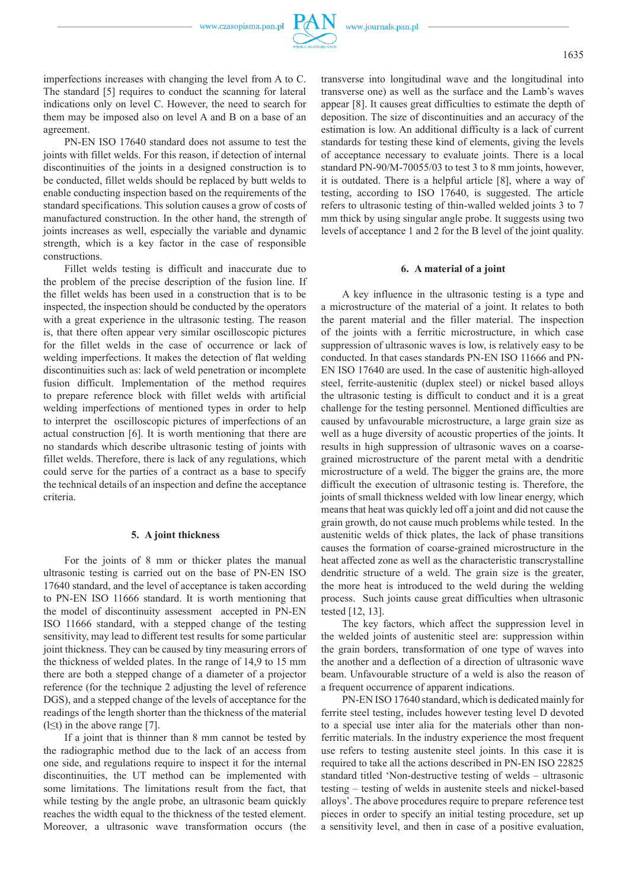imperfections increases with changing the level from A to C. The standard [5] requires to conduct the scanning for lateral indications only on level C. However, the need to search for them may be imposed also on level A and B on a base of an agreement.

PN-EN ISO 17640 standard does not assume to test the joints with fillet welds. For this reason, if detection of internal discontinuities of the joints in a designed construction is to be conducted, fillet welds should be replaced by butt welds to enable conducting inspection based on the requirements of the standard specifications. This solution causes a grow of costs of manufactured construction. In the other hand, the strength of joints increases as well, especially the variable and dynamic strength, which is a key factor in the case of responsible constructions.

Fillet welds testing is difficult and inaccurate due to the problem of the precise description of the fusion line. If the fillet welds has been used in a construction that is to be inspected, the inspection should be conducted by the operators with a great experience in the ultrasonic testing. The reason is, that there often appear very similar oscilloscopic pictures for the fillet welds in the case of occurrence or lack of welding imperfections. It makes the detection of flat welding discontinuities such as: lack of weld penetration or incomplete fusion difficult. Implementation of the method requires to prepare reference block with fillet welds with artificial welding imperfections of mentioned types in order to help to interpret the oscilloscopic pictures of imperfections of an actual construction [6]. It is worth mentioning that there are no standards which describe ultrasonic testing of joints with fillet welds. Therefore, there is lack of any regulations, which could serve for the parties of a contract as a base to specify the technical details of an inspection and define the acceptance criteria.

## 5. A joint thickness

For the joints of 8 mm or thicker plates the manual ultrasonic testing is carried out on the base of PN-EN ISO 17640 standard, and the level of acceptance is taken according to PN-EN ISO 11666 standard. It is worth mentioning that the model of discontinuity assessment accepted in PN-EN ISO 11666 standard, with a stepped change of the testing sensitivity, may lead to different test results for some particular joint thickness. They can be caused by tiny measuring errors of the thickness of welded plates. In the range of 14,9 to 15 mm there are both a stepped change of a diameter of a projector reference (for the technique 2 adjusting the level of reference DGS), and a stepped change of the levels of acceptance for the readings of the length shorter than the thickness of the material ($l \leq t$) in the above range [7].

If a joint that is thinner than 8 mm cannot be tested by the radiographic method due to the lack of an access from one side, and regulations require to inspect it for the internal discontinuities, the UT method can be implemented with some limitations. The limitations result from the fact, that while testing by the angle probe, an ultrasonic beam quickly reaches the width equal to the thickness of the tested element. Moreover, a ultrasonic wave transformation occurs (the transverse into longitudinal wave and the longitudinal into transverse one) as well as the surface and the Lamb's waves appear [8]. It causes great difficulties to estimate the depth of deposition. The size of discontinuities and an accuracy of the estimation is low. An additional difficulty is a lack of current standards for testing these kind of elements, giving the levels of acceptance necessary to evaluate joints. There is a local standard PN-90/M-70055/03 to test 3 to 8 mm joints, however, it is outdated. There is a helpful article [8], where a way of testing, according to ISO 17640, is suggested. The article refers to ultrasonic testing of thin-walled welded joints 3 to 7 mm thick by using singular angle probe. It suggests using two levels of acceptance 1 and 2 for the B level of the joint quality.

## 6. A material of a joint

A key influence in the ultrasonic testing is a type and a microstructure of the material of a joint. It relates to both the parent material and the filler material. The inspection of the joints with a ferritic microstructure, in which case suppression of ultrasonic waves is low, is relatively easy to be conducted. In that cases standards PN-EN ISO 11666 and PN-EN ISO 17640 are used. In the case of austenitic high-alloyed steel, ferrite-austenitic (duplex steel) or nickel based alloys the ultrasonic testing is difficult to conduct and it is a great challenge for the testing personnel. Mentioned difficulties are caused by unfavourable microstructure, a large grain size as well as a huge diversity of acoustic properties of the joints. It results in high suppression of ultrasonic waves on a coarse-grained microstructure of the parent metal with a dendritic microstructure of a weld. The bigger the grains are, the more difficult the execution of ultrasonic testing is. Therefore, the joints of small thickness welded with low linear energy, which means that heat was quickly led off a joint and did not cause the grain growth, do not cause much problems while tested. In the austenitic welds of thick plates, the lack of phase transitions causes the formation of coarse-grained microstructure in the heat affected zone as well as the characteristic transcrystalline dendritic structure of a weld. The grain size is the greater, the more heat is introduced to the weld during the welding process. Such joints cause great difficulties when ultrasonic tested [12, 13].

The key factors, which affect the suppression level in the welded joints of austenitic steel are: suppression within the grain borders, transformation of one type of waves into the another and a deflection of a direction of ultrasonic wave beam. Unfavourable structure of a weld is also the reason of a frequent occurrence of apparent indications.

PN-EN ISO 17640 standard, which is dedicated mainly for ferrite steel testing, includes however testing level D devoted to a special use inter alia for the materials other than non-ferritic materials. In the industry experience the most frequent use refers to testing austenite steel joints. In this case it is required to take all the actions described in PN-EN ISO 22825 standard titled 'Non-destructive testing of welds – ultrasonic testing – testing of welds in austenite steels and nickel-based alloys'. The above procedures require to prepare reference test pieces in order to specify an initial testing procedure, set up a sensitivity level, and then in case of a positive evaluation,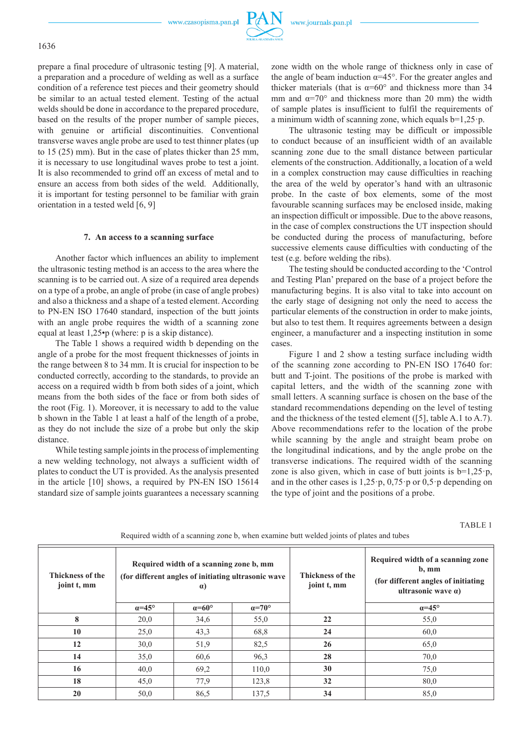prepare a final procedure of ultrasonic testing [9]. A material, a preparation and a procedure of welding as well as a surface condition of a reference test pieces and their geometry should be similar to an actual tested element. Testing of the actual welds should be done in accordance to the prepared procedure, based on the results of the proper number of sample pieces, with genuine or artificial discontinuities. Conventional transverse waves angle probe are used to test thinner plates (up to 15 (25) mm). But in the case of plates thicker than 25 mm, it is necessary to use longitudinal waves probe to test a joint. It is also recommended to grind off an excess of metal and to ensure an access from both sides of the weld. Additionally, it is important for testing personnel to be familiar with grain orientation in a tested weld [6, 9]

### 7. An access to a scanning surface

Another factor which influences an ability to implement the ultrasonic testing method is an access to the area where the scanning is to be carried out. A size of a required area depends on a type of a probe, an angle of probe (in case of angle probes) and also a thickness and a shape of a tested element. According to PN-EN ISO 17640 standard, inspection of the butt joints with an angle probe requires the width of a scanning zone equal at least 1,25•p (where: p is a skip distance).

The Table 1 shows a required width b depending on the angle of a probe for the most frequent thicknesses of joints in the range between 8 to 34 mm. It is crucial for inspection to be conducted correctly, according to the standards, to provide an access on a required width b from both sides of a joint, which means from the both sides of the face or from both sides of the root (Fig. 1). Moreover, it is necessary to add to the value b shown in the Table 1 at least a half of the length of a probe, as they do not include the size of a probe but only the skip distance.

While testing sample joints in the process of implementing a new welding technology, not always a sufficient width of plates to conduct the UT is provided. As the analysis presented in the article [10] shows, a required by PN-EN ISO 15614 standard size of sample joints guarantees a necessary scanning zone width on the whole range of thickness only in case of the angle of beam induction α=45°. For the greater angles and thicker materials (that is α=60° and thickness more than 34 mm and α=70° and thickness more than 20 mm) the width of sample plates is insufficient to fulfil the requirements of a minimum width of scanning zone, which equals b=1,25·p.

The ultrasonic testing may be difficult or impossible to conduct because of an insufficient width of an available scanning zone due to the small distance between particular elements of the construction. Additionally, a location of a weld in a complex construction may cause difficulties in reaching the area of the weld by operator's hand with an ultrasonic probe. In the caste of box elements, some of the most favourable scanning surfaces may be enclosed inside, making an inspection difficult or impossible. Due to the above reasons, in the case of complex constructions the UT inspection should be conducted during the process of manufacturing, before successive elements cause difficulties with conducting of the test (e.g. before welding the ribs).

The testing should be conducted according to the 'Control and Testing Plan' prepared on the base of a project before the manufacturing begins. It is also vital to take into account on the early stage of designing not only the need to access the particular elements of the construction in order to make joints, but also to test them. It requires agreements between a design engineer, a manufacturer and a inspecting institution in some cases.

Figure 1 and 2 show a testing surface including width of the scanning zone according to PN-EN ISO 17640 for: butt and T-joint. The positions of the probe is marked with capital letters, and the width of the scanning zone with small letters. A scanning surface is chosen on the base of the standard recommendations depending on the level of testing and the thickness of the tested element ([5], table A.1 to A.7). Above recommendations refer to the location of the probe while scanning by the angle and straight beam probe on the longitudinal indications, and by the angle probe on the transverse indications. The required width of the scanning zone is also given, which in case of butt joints is b=1,25·p, and in the other cases is 1,25·p, 0,75·p or 0,5·p depending on the type of joint and the positions of a probe.

TABLE 1

Required width of a scanning zone b, when examine butt welded joints of plates and tubes

| Thickness of the joint t, mm | Required width of a scanning zone b, mm (for different angles of initiating ultrasonic wave α) | | | Thickness of the joint t, mm | Required width of a scanning zone b, mm (for different angles of initiating ultrasonic wave α) |
|---|---|---|---|---|---|
| | α=45° | α=60° | α=70° | | α=45° |
| **8** | 20,0 | 34,6 | 55,0 | **22** | 55,0 |
| **10** | 25,0 | 43,3 | 68,8 | **24** | 60,0 |
| **12** | 30,0 | 51,9 | 82,5 | **26** | 65,0 |
| **14** | 35,0 | 60,6 | 96,3 | **28** | 70,0 |
| **16** | 40,0 | 69,2 | 110,0 | **30** | 75,0 |
| **18** | 45,0 | 77,9 | 123,8 | **32** | 80,0 |
| **20** | 50,0 | 86,5 | 137,5 | **34** | 85,0 |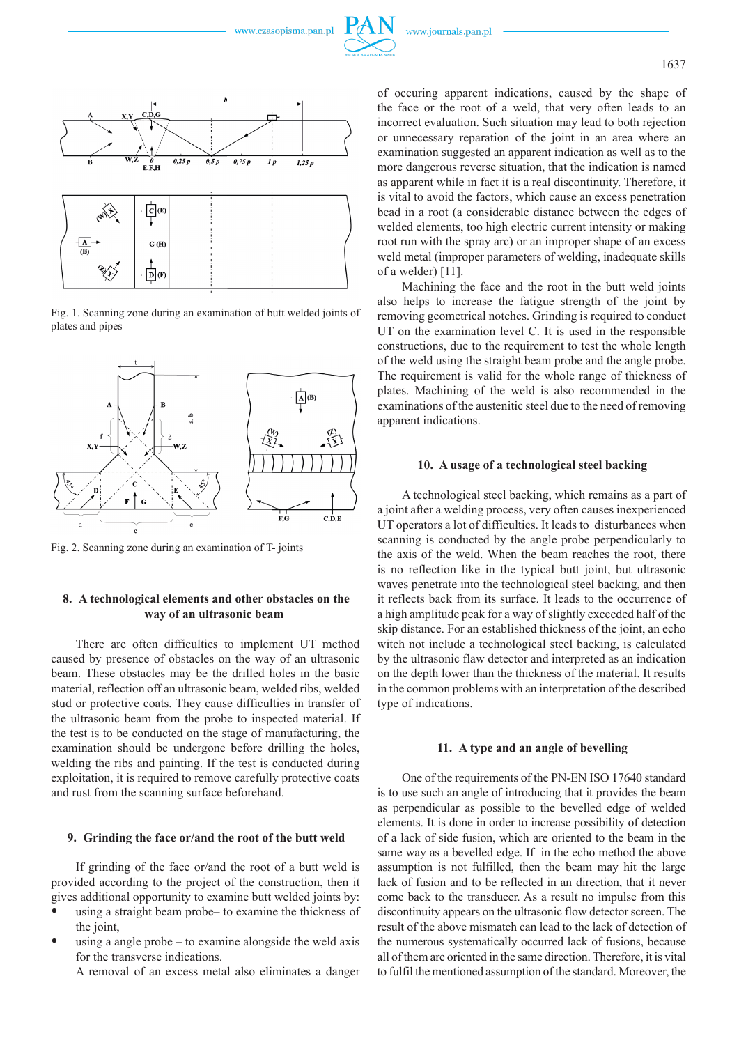Fig. 1. Scanning zone during an examination of butt welded joints of plates and pipes

Fig. 2. Scanning zone during an examination of T- joints

## 8. A technological elements and other obstacles on the way of an ultrasonic beam

There are often difficulties to implement UT method caused by presence of obstacles on the way of an ultrasonic beam. These obstacles may be the drilled holes in the basic material, reflection off an ultrasonic beam, welded ribs, welded stud or protective coats. They cause difficulties in transfer of the ultrasonic beam from the probe to inspected material. If the test is to be conducted on the stage of manufacturing, the examination should be undergone before drilling the holes, welding the ribs and painting. If the test is conducted during exploitation, it is required to remove carefully protective coats and rust from the scanning surface beforehand.

## 9. Grinding the face or/and the root of the butt weld

If grinding of the face or/and the root of a butt weld is provided according to the project of the construction, then it gives additional opportunity to examine butt welded joints by:

- using a straight beam probe– to examine the thickness of the joint,
- using a angle probe – to examine alongside the weld axis for the transverse indications.

A removal of an excess metal also eliminates a danger of occuring apparent indications, caused by the shape of the face or the root of a weld, that very often leads to an incorrect evaluation. Such situation may lead to both rejection or unnecessary reparation of the joint in an area where an examination suggested an apparent indication as well as to the more dangerous reverse situation, that the indication is named as apparent while in fact it is a real discontinuity. Therefore, it is vital to avoid the factors, which cause an excess penetration bead in a root (a considerable distance between the edges of welded elements, too high electric current intensity or making root run with the spray arc) or an improper shape of an excess weld metal (improper parameters of welding, inadequate skills of a welder) [11].

Machining the face and the root in the butt weld joints also helps to increase the fatigue strength of the joint by removing geometrical notches. Grinding is required to conduct UT on the examination level C. It is used in the responsible constructions, due to the requirement to test the whole length of the weld using the straight beam probe and the angle probe. The requirement is valid for the whole range of thickness of plates. Machining of the weld is also recommended in the examinations of the austenitic steel due to the need of removing apparent indications.

## 10. A usage of a technological steel backing

A technological steel backing, which remains as a part of a joint after a welding process, very often causes inexperienced UT operators a lot of difficulties. It leads to disturbances when scanning is conducted by the angle probe perpendicularly to the axis of the weld. When the beam reaches the root, there is no reflection like in the typical butt joint, but ultrasonic waves penetrate into the technological steel backing, and then it reflects back from its surface. It leads to the occurrence of a high amplitude peak for a way of slightly exceeded half of the skip distance. For an established thickness of the joint, an echo witch not include a technological steel backing, is calculated by the ultrasonic flaw detector and interpreted as an indication on the depth lower than the thickness of the material. It results in the common problems with an interpretation of the described type of indications.

## 11. A type and an angle of bevelling

One of the requirements of the PN-EN ISO 17640 standard is to use such an angle of introducing that it provides the beam as perpendicular as possible to the bevelled edge of welded elements. It is done in order to increase possibility of detection of a lack of side fusion, which are oriented to the beam in the same way as a bevelled edge. If in the echo method the above assumption is not fulfilled, then the beam may hit the large lack of fusion and to be reflected in an direction, that it never come back to the transducer. As a result no impulse from this discontinuity appears on the ultrasonic flow detector screen. The result of the above mismatch can lead to the lack of detection of the numerous systematically occurred lack of fusions, because all of them are oriented in the same direction. Therefore, it is vital to fulfil the mentioned assumption of the standard. Moreover, the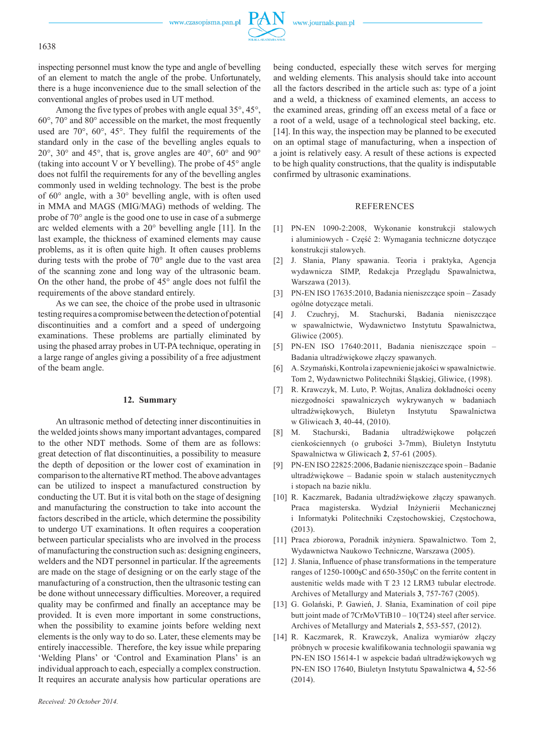inspecting personnel must know the type and angle of bevelling of an element to match the angle of the probe. Unfortunately, there is a huge inconvenience due to the small selection of the conventional angles of probes used in UT method.

Among the five types of probes with angle equal 35°, 45°, 60°, 70° and 80° accessible on the market, the most frequently used are 70°, 60°, 45°. They fulfil the requirements of the standard only in the case of the bevelling angles equals to 20°, 30° and 45°, that is, grove angles are 40°, 60° and 90° (taking into account V or Y bevelling). The probe of 45° angle does not fulfil the requirements for any of the bevelling angles commonly used in welding technology. The best is the probe of 60° angle, with a 30° bevelling angle, with is often used in MMA and MAGS (MIG/MAG) methods of welding. The probe of 70° angle is the good one to use in case of a submerge arc welded elements with a 20° bevelling angle [11]. In the last example, the thickness of examined elements may cause problems, as it is often quite high. It often causes problems during tests with the probe of 70° angle due to the vast area of the scanning zone and long way of the ultrasonic beam. On the other hand, the probe of 45° angle does not fulfil the requirements of the above standard entirely.

As we can see, the choice of the probe used in ultrasonic testing requires a compromise between the detection of potential discontinuities and a comfort and a speed of undergoing examinations. These problems are partially eliminated by using the phased array probes in UT-PA technique, operating in a large range of angles giving a possibility of a free adjustment of the beam angle.

## 12. Summary

An ultrasonic method of detecting inner discontinuities in the welded joints shows many important advantages, compared to the other NDT methods. Some of them are as follows: great detection of flat discontinuities, a possibility to measure the depth of deposition or the lower cost of examination in comparison to the alternative RT method. The above advantages can be utilized to inspect a manufactured construction by conducting the UT. But it is vital both on the stage of designing and manufacturing the construction to take into account the factors described in the article, which determine the possibility to undergo UT examinations. It often requires a cooperation between particular specialists who are involved in the process of manufacturing the construction such as: designing engineers, welders and the NDT personnel in particular. If the agreements are made on the stage of designing or on the early stage of the manufacturing of a construction, then the ultrasonic testing can be done without unnecessary difficulties. Moreover, a required quality may be confirmed and finally an acceptance may be provided. It is even more important in some constructions, when the possibility to examine joints before welding next elements is the only way to do so. Later, these elements may be entirely inaccessible. Therefore, the key issue while preparing 'Welding Plans' or 'Control and Examination Plans' is an individual approach to each, especially a complex construction. It requires an accurate analysis how particular operations are being conducted, especially these witch serves for merging and welding elements. This analysis should take into account all the factors described in the article such as: type of a joint and a weld, a thickness of examined elements, an access to the examined areas, grinding off an excess metal of a face or a root of a weld, usage of a technological steel backing, etc. [14]. In this way, the inspection may be planned to be executed on an optimal stage of manufacturing, when a inspection of a joint is relatively easy. A result of these actions is expected to be high quality constructions, that the quality is indisputable confirmed by ultrasonic examinations.

## REFERENCES

[1] PN-EN 1090-2:2008, Wykonanie konstrukcji stalowych i aluminiowych - Część 2: Wymagania techniczne dotyczące konstrukcji stalowych.

[2] J. Słania, Plany spawania. Teoria i praktyka, Agencja wydawnicza SIMP, Redakcja Przeglądu Spawalnictwa, Warszawa (2013).

[3] PN-EN ISO 17635:2010, Badania nieniszczące spoin – Zasady ogólne dotyczące metali.

[4] J. Czuchryj, M. Stachurski, Badania nieniszczące w spawalnictwie, Wydawnictwo Instytutu Spawalnictwa, Gliwice (2005).

[5] PN-EN ISO 17640:2011, Badania nieniszczące spoin – Badania ultradźwiękowe złączy spawanych.

[6] A. Szymański, Kontrola i zapewnienie jakości w spawalnictwie. Tom 2, Wydawnictwo Politechniki Śląskiej, Gliwice, (1998).

[7] R. Krawczyk, M. Luto, P. Wojtas, Analiza dokładności oceny niezgodności spawalniczych wykrywanych w badaniach ultradźwiękowych, Biuletyn Instytutu Spawalnictwa w Gliwicach **3**, 40-44, (2010).

[8] M. Stachurski, Badania ultradźwiękowe połączeń cienkościennych (o grubości 3-7mm), Biuletyn Instytutu Spawalnictwa w Gliwicach **2**, 57-61 (2005).

[9] PN-EN ISO 22825:2006, Badanie nieniszczące spoin – Badanie ultradźwiękowe – Badanie spoin w stalach austenitycznych i stopach na bazie niklu.

[10] R. Kaczmarek, Badania ultradźwiękowe złączy spawanych. Praca magisterska. Wydział Inżynierii Mechanicznej i Informatyki Politechniki Częstochowskiej, Częstochowa, (2013).

[11] Praca zbiorowa, Poradnik inżyniera. Spawalnictwo. Tom 2, Wydawnictwa Naukowo Techniczne, Warszawa (2005).

[12] J. Słania, Influence of phase transformations in the temperature ranges of 1250-1000şC and 650-350şC on the ferrite content in austenitic welds made with T 23 12 LRM3 tubular electrode. Archives of Metallurgy and Materials **3**, 757-767 (2005).

[13] G. Golański, P. Gawień, J. Słania, Examination of coil pipe butt joint made of 7CrMoVTiB10 – 10(T24) steel after service. Archives of Metallurgy and Materials **2**, 553-557, (2012).

[14] R. Kaczmarek, R. Krawczyk, Analiza wymiarów złączy próbnych w procesie kwalifikowania technologii spawania wg PN-EN ISO 15614-1 w aspekcie badań ultradźwiękowych wg PN-EN ISO 17640, Biuletyn Instytutu Spawalnictwa **4,** 52-56 (2014).

*Received: 20 October 2014.*